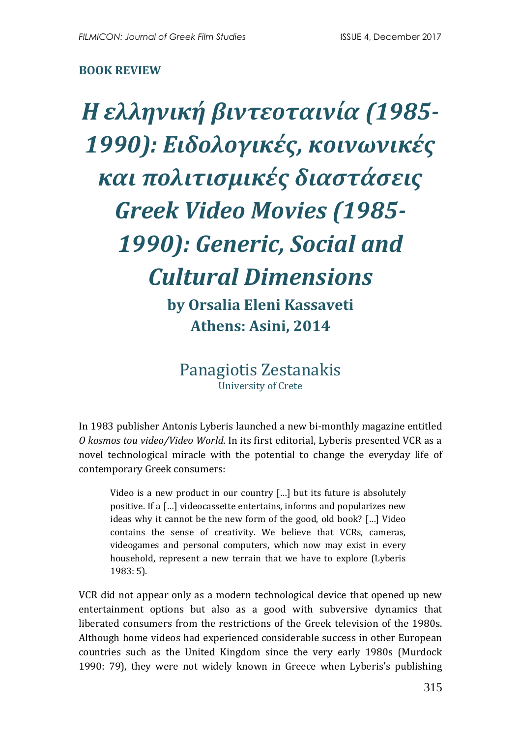**BOOK REVIEW**

# *Η ελληνική βιντεοταινία (1985-1990): Ειδολογικές, κοινωνικές και πολιτισμικές διαστάσεις Greek Video Movies (1985-1990): Generic, Social and Cultural Dimensions*

**by Orsalia Eleni Kassaveti**
**Athens: Asini, 2014**

## Panagiotis Zestanakis
University of Crete

In 1983 publisher Antonis Lyberis launched a new bi-monthly magazine entitled *O kosmos tou video/Video World*. In its first editorial, Lyberis presented VCR as a novel technological miracle with the potential to change the everyday life of contemporary Greek consumers:

> Video is a new product in our country […] but its future is absolutely positive. If a […] videocassette entertains, informs and popularizes new ideas why it cannot be the new form of the good, old book? […] Video contains the sense of creativity. We believe that VCRs, cameras, videogames and personal computers, which now may exist in every household, represent a new terrain that we have to explore (Lyberis 1983: 5).

VCR did not appear only as a modern technological device that opened up new entertainment options but also as a good with subversive dynamics that liberated consumers from the restrictions of the Greek television of the 1980s. Although home videos had experienced considerable success in other European countries such as the United Kingdom since the very early 1980s (Murdock 1990: 79), they were not widely known in Greece when Lyberis's publishing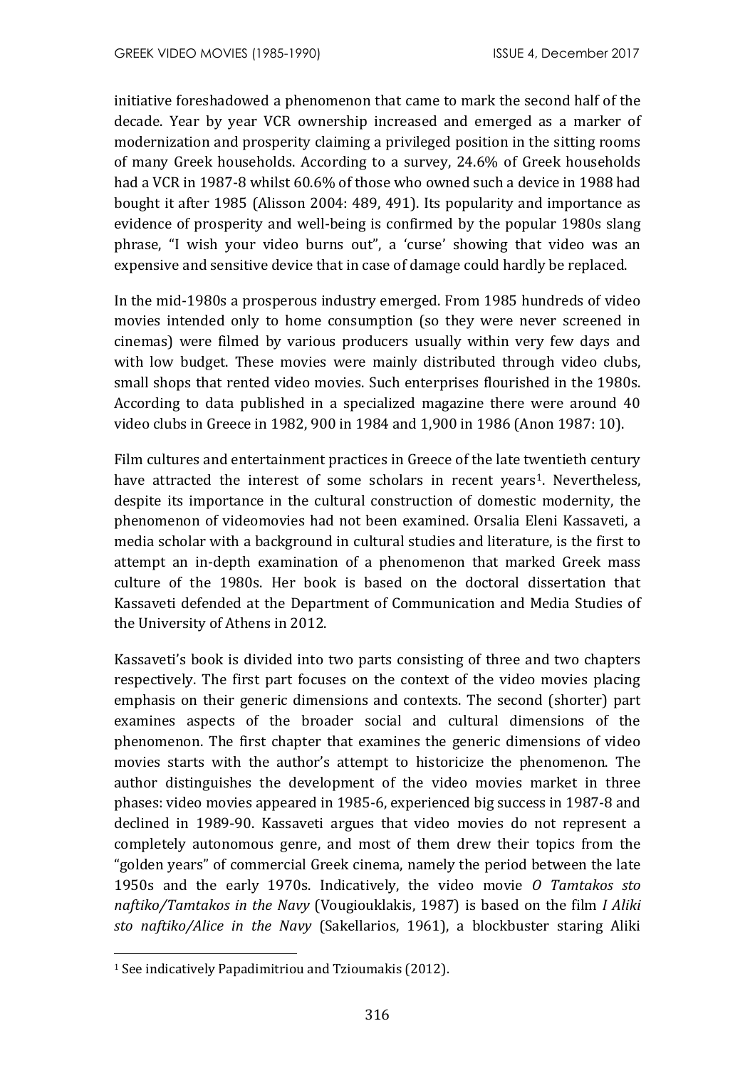initiative foreshadowed a phenomenon that came to mark the second half of the decade. Year by year VCR ownership increased and emerged as a marker of modernization and prosperity claiming a privileged position in the sitting rooms of many Greek households. According to a survey, 24.6% of Greek households had a VCR in 1987-8 whilst 60.6% of those who owned such a device in 1988 had bought it after 1985 (Alisson 2004: 489, 491). Its popularity and importance as evidence of prosperity and well-being is confirmed by the popular 1980s slang phrase, "I wish your video burns out", a 'curse' showing that video was an expensive and sensitive device that in case of damage could hardly be replaced.

In the mid-1980s a prosperous industry emerged. From 1985 hundreds of video movies intended only to home consumption (so they were never screened in cinemas) were filmed by various producers usually within very few days and with low budget. These movies were mainly distributed through video clubs, small shops that rented video movies. Such enterprises flourished in the 1980s. According to data published in a specialized magazine there were around 40 video clubs in Greece in 1982, 900 in 1984 and 1,900 in 1986 (Anon 1987: 10).

Film cultures and entertainment practices in Greece of the late twentieth century have attracted the interest of some scholars in recent years[1]. Nevertheless, despite its importance in the cultural construction of domestic modernity, the phenomenon of videomovies had not been examined. Orsalia Eleni Kassaveti, a media scholar with a background in cultural studies and literature, is the first to attempt an in-depth examination of a phenomenon that marked Greek mass culture of the 1980s. Her book is based on the doctoral dissertation that Kassaveti defended at the Department of Communication and Media Studies of the University of Athens in 2012.

Kassaveti's book is divided into two parts consisting of three and two chapters respectively. The first part focuses on the context of the video movies placing emphasis on their generic dimensions and contexts. The second (shorter) part examines aspects of the broader social and cultural dimensions of the phenomenon. The first chapter that examines the generic dimensions of video movies starts with the author's attempt to historicize the phenomenon. The author distinguishes the development of the video movies market in three phases: video movies appeared in 1985-6, experienced big success in 1987-8 and declined in 1989-90. Kassaveti argues that video movies do not represent a completely autonomous genre, and most of them drew their topics from the "golden years" of commercial Greek cinema, namely the period between the late 1950s and the early 1970s. Indicatively, the video movie *O Tamtakos sto naftiko/Tamtakos in the Navy* (Vougiouklakis, 1987) is based on the film *I Aliki sto naftiko/Alice in the Navy* (Sakellarios, 1961), a blockbuster staring Aliki

[1] See indicatively Papadimitriou and Tzioumakis (2012).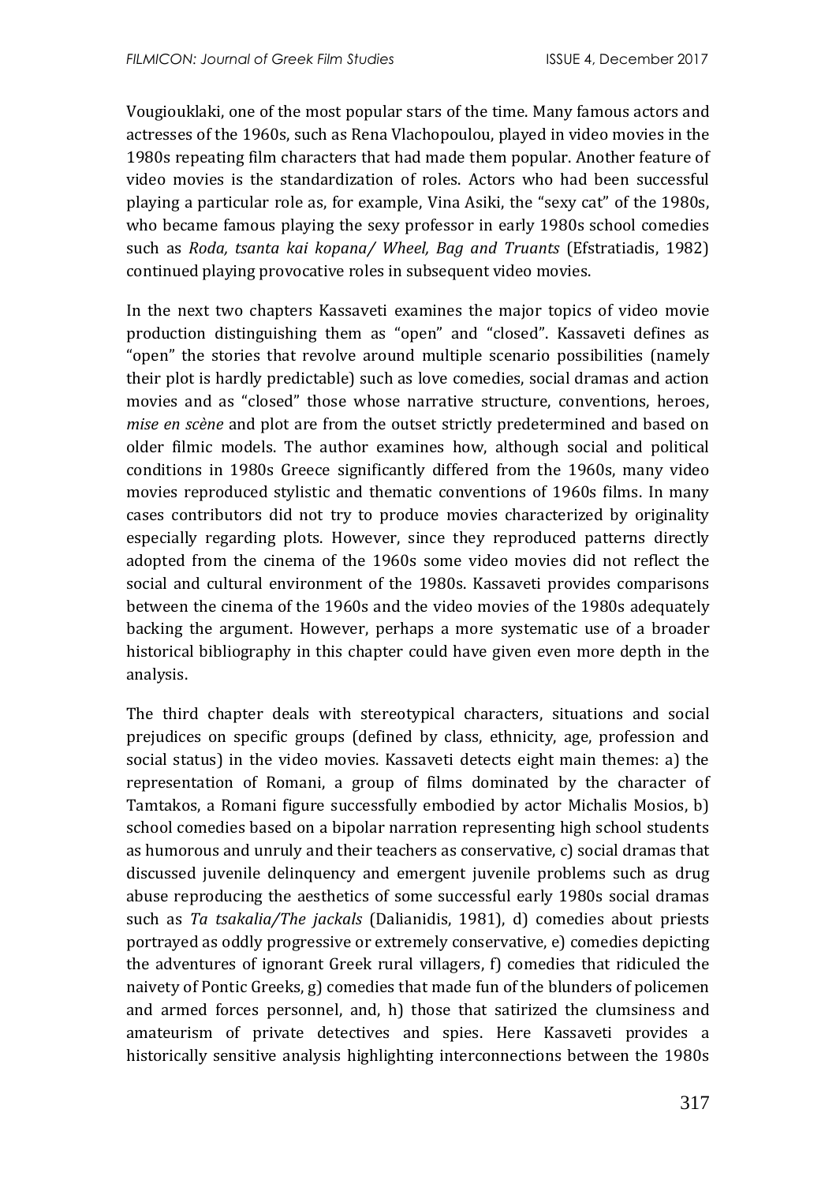Vougiouklaki, one of the most popular stars of the time. Many famous actors and actresses of the 1960s, such as Rena Vlachopoulou, played in video movies in the 1980s repeating film characters that had made them popular. Another feature of video movies is the standardization of roles. Actors who had been successful playing a particular role as, for example, Vina Asiki, the "sexy cat" of the 1980s, who became famous playing the sexy professor in early 1980s school comedies such as *Roda, tsanta kai kopana/ Wheel, Bag and Truants* (Efstratiadis, 1982) continued playing provocative roles in subsequent video movies.

In the next two chapters Kassaveti examines the major topics of video movie production distinguishing them as "open" and "closed". Kassaveti defines as "open" the stories that revolve around multiple scenario possibilities (namely their plot is hardly predictable) such as love comedies, social dramas and action movies and as "closed" those whose narrative structure, conventions, heroes, *mise en scène* and plot are from the outset strictly predetermined and based on older filmic models. The author examines how, although social and political conditions in 1980s Greece significantly differed from the 1960s, many video movies reproduced stylistic and thematic conventions of 1960s films. In many cases contributors did not try to produce movies characterized by originality especially regarding plots. However, since they reproduced patterns directly adopted from the cinema of the 1960s some video movies did not reflect the social and cultural environment of the 1980s. Kassaveti provides comparisons between the cinema of the 1960s and the video movies of the 1980s adequately backing the argument. However, perhaps a more systematic use of a broader historical bibliography in this chapter could have given even more depth in the analysis.

The third chapter deals with stereotypical characters, situations and social prejudices on specific groups (defined by class, ethnicity, age, profession and social status) in the video movies. Kassaveti detects eight main themes: a) the representation of Romani, a group of films dominated by the character of Tamtakos, a Romani figure successfully embodied by actor Michalis Mosios, b) school comedies based on a bipolar narration representing high school students as humorous and unruly and their teachers as conservative, c) social dramas that discussed juvenile delinquency and emergent juvenile problems such as drug abuse reproducing the aesthetics of some successful early 1980s social dramas such as *Ta tsakalia/The jackals* (Dalianidis, 1981), d) comedies about priests portrayed as oddly progressive or extremely conservative, e) comedies depicting the adventures of ignorant Greek rural villagers, f) comedies that ridiculed the naivety of Pontic Greeks, g) comedies that made fun of the blunders of policemen and armed forces personnel, and, h) those that satirized the clumsiness and amateurism of private detectives and spies. Here Kassaveti provides a historically sensitive analysis highlighting interconnections between the 1980s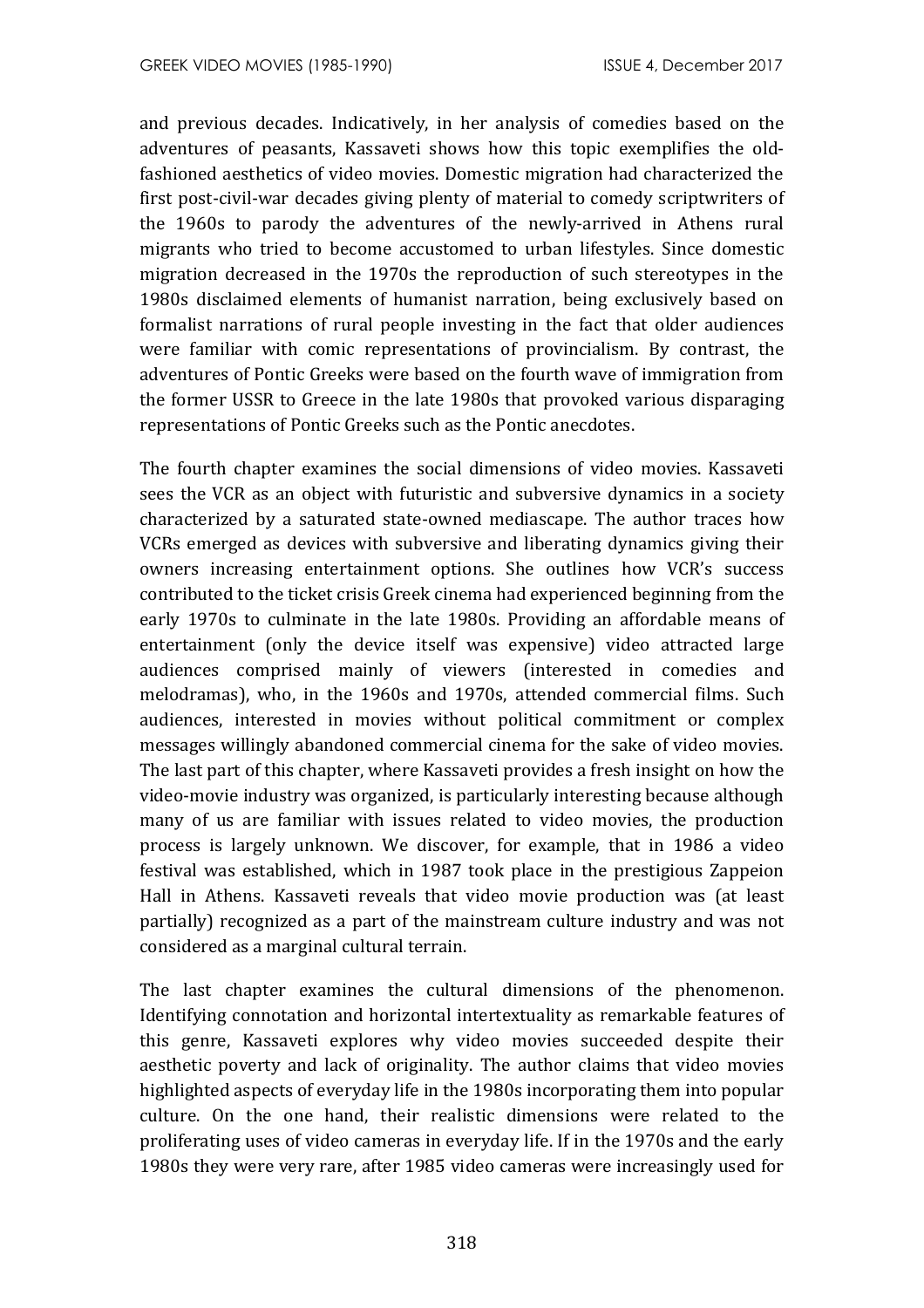and previous decades. Indicatively, in her analysis of comedies based on the adventures of peasants, Kassaveti shows how this topic exemplifies the old-fashioned aesthetics of video movies. Domestic migration had characterized the first post-civil-war decades giving plenty of material to comedy scriptwriters of the 1960s to parody the adventures of the newly-arrived in Athens rural migrants who tried to become accustomed to urban lifestyles. Since domestic migration decreased in the 1970s the reproduction of such stereotypes in the 1980s disclaimed elements of humanist narration, being exclusively based on formalist narrations of rural people investing in the fact that older audiences were familiar with comic representations of provincialism. By contrast, the adventures of Pontic Greeks were based on the fourth wave of immigration from the former USSR to Greece in the late 1980s that provoked various disparaging representations of Pontic Greeks such as the Pontic anecdotes.

The fourth chapter examines the social dimensions of video movies. Kassaveti sees the VCR as an object with futuristic and subversive dynamics in a society characterized by a saturated state-owned mediascape. The author traces how VCRs emerged as devices with subversive and liberating dynamics giving their owners increasing entertainment options. She outlines how VCR's success contributed to the ticket crisis Greek cinema had experienced beginning from the early 1970s to culminate in the late 1980s. Providing an affordable means of entertainment (only the device itself was expensive) video attracted large audiences comprised mainly of viewers (interested in comedies and melodramas), who, in the 1960s and 1970s, attended commercial films. Such audiences, interested in movies without political commitment or complex messages willingly abandoned commercial cinema for the sake of video movies. The last part of this chapter, where Kassaveti provides a fresh insight on how the video-movie industry was organized, is particularly interesting because although many of us are familiar with issues related to video movies, the production process is largely unknown. We discover, for example, that in 1986 a video festival was established, which in 1987 took place in the prestigious Zappeion Hall in Athens. Kassaveti reveals that video movie production was (at least partially) recognized as a part of the mainstream culture industry and was not considered as a marginal cultural terrain.

The last chapter examines the cultural dimensions of the phenomenon. Identifying connotation and horizontal intertextuality as remarkable features of this genre, Kassaveti explores why video movies succeeded despite their aesthetic poverty and lack of originality. The author claims that video movies highlighted aspects of everyday life in the 1980s incorporating them into popular culture. On the one hand, their realistic dimensions were related to the proliferating uses of video cameras in everyday life. If in the 1970s and the early 1980s they were very rare, after 1985 video cameras were increasingly used for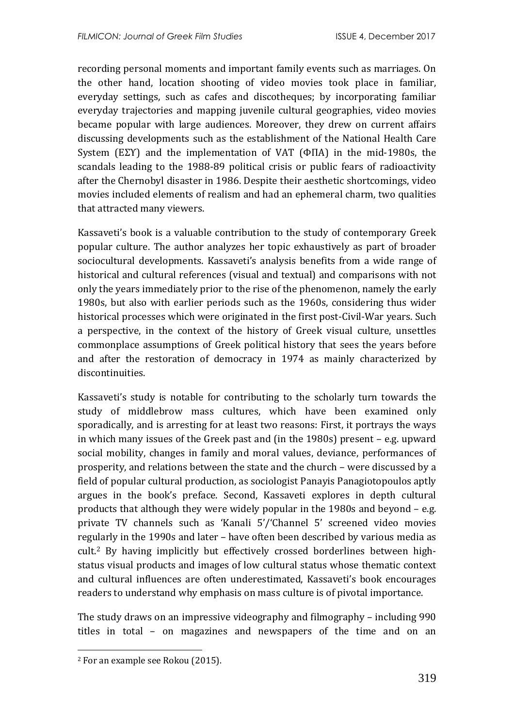recording personal moments and important family events such as marriages. On the other hand, location shooting of video movies took place in familiar, everyday settings, such as cafes and discotheques; by incorporating familiar everyday trajectories and mapping juvenile cultural geographies, video movies became popular with large audiences. Moreover, they drew on current affairs discussing developments such as the establishment of the National Health Care System (ΕΣΥ) and the implementation of VAT (ΦΠΑ) in the mid-1980s, the scandals leading to the 1988-89 political crisis or public fears of radioactivity after the Chernobyl disaster in 1986. Despite their aesthetic shortcomings, video movies included elements of realism and had an ephemeral charm, two qualities that attracted many viewers.

Kassaveti's book is a valuable contribution to the study of contemporary Greek popular culture. The author analyzes her topic exhaustively as part of broader sociocultural developments. Kassaveti's analysis benefits from a wide range of historical and cultural references (visual and textual) and comparisons with not only the years immediately prior to the rise of the phenomenon, namely the early 1980s, but also with earlier periods such as the 1960s, considering thus wider historical processes which were originated in the first post-Civil-War years. Such a perspective, in the context of the history of Greek visual culture, unsettles commonplace assumptions of Greek political history that sees the years before and after the restoration of democracy in 1974 as mainly characterized by discontinuities.

Kassaveti's study is notable for contributing to the scholarly turn towards the study of middlebrow mass cultures, which have been examined only sporadically, and is arresting for at least two reasons: First, it portrays the ways in which many issues of the Greek past and (in the 1980s) present – e.g. upward social mobility, changes in family and moral values, deviance, performances of prosperity, and relations between the state and the church – were discussed by a field of popular cultural production, as sociologist Panayis Panagiotopoulos aptly argues in the book's preface. Second, Kassaveti explores in depth cultural products that although they were widely popular in the 1980s and beyond – e.g. private TV channels such as 'Kanali 5'/'Channel 5' screened video movies regularly in the 1990s and later – have often been described by various media as cult.[2] By having implicitly but effectively crossed borderlines between high-status visual products and images of low cultural status whose thematic context and cultural influences are often underestimated, Kassaveti's book encourages readers to understand why emphasis on mass culture is of pivotal importance.

The study draws on an impressive videography and filmography – including 990 titles in total – on magazines and newspapers of the time and on an

[2] For an example see Rokou (2015).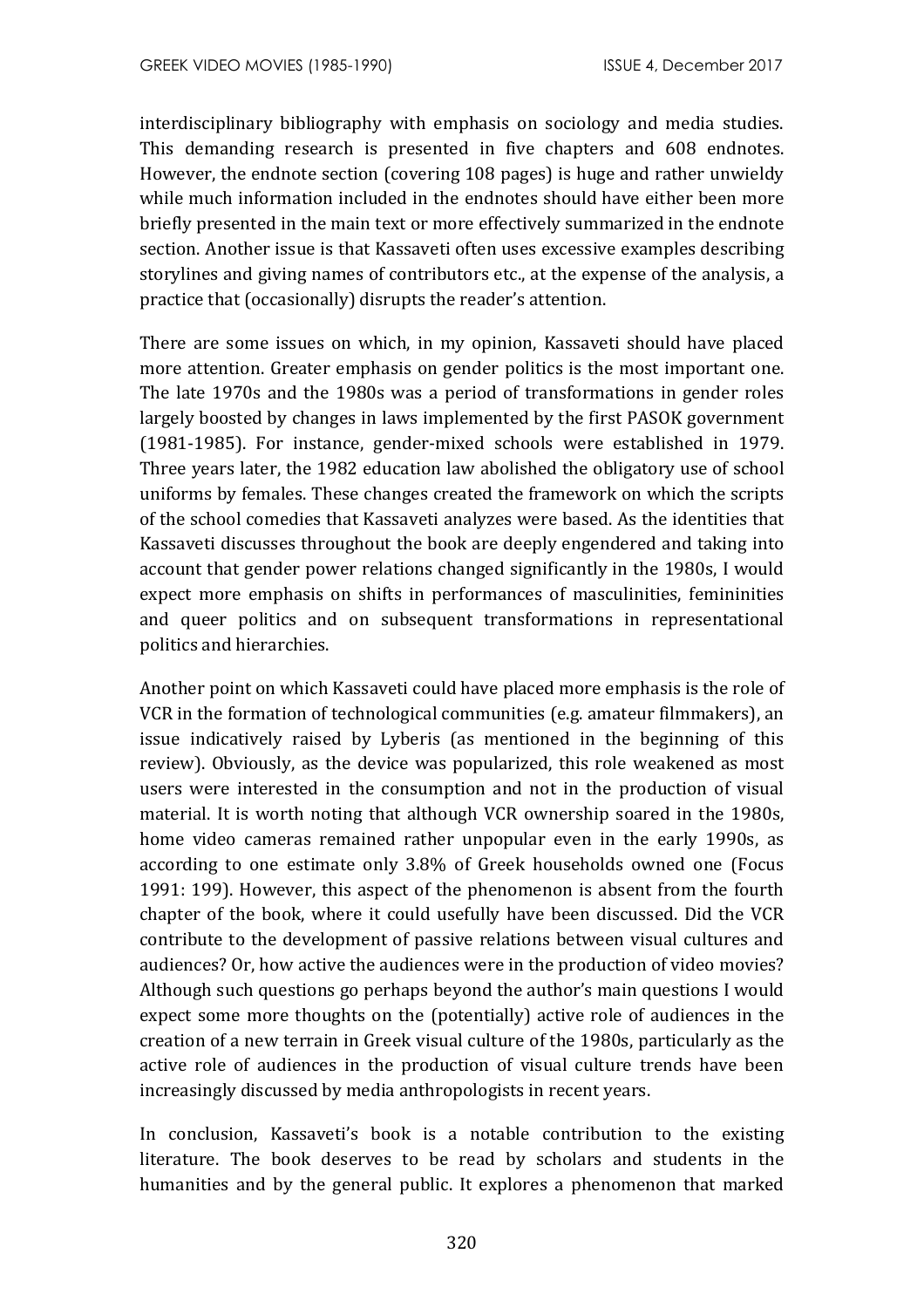interdisciplinary bibliography with emphasis on sociology and media studies. This demanding research is presented in five chapters and 608 endnotes. However, the endnote section (covering 108 pages) is huge and rather unwieldy while much information included in the endnotes should have either been more briefly presented in the main text or more effectively summarized in the endnote section. Another issue is that Kassaveti often uses excessive examples describing storylines and giving names of contributors etc., at the expense of the analysis, a practice that (occasionally) disrupts the reader's attention.

There are some issues on which, in my opinion, Kassaveti should have placed more attention. Greater emphasis on gender politics is the most important one. The late 1970s and the 1980s was a period of transformations in gender roles largely boosted by changes in laws implemented by the first PASOK government (1981-1985). For instance, gender-mixed schools were established in 1979. Three years later, the 1982 education law abolished the obligatory use of school uniforms by females. These changes created the framework on which the scripts of the school comedies that Kassaveti analyzes were based. As the identities that Kassaveti discusses throughout the book are deeply engendered and taking into account that gender power relations changed significantly in the 1980s, I would expect more emphasis on shifts in performances of masculinities, femininities and queer politics and on subsequent transformations in representational politics and hierarchies.

Another point on which Kassaveti could have placed more emphasis is the role of VCR in the formation of technological communities (e.g. amateur filmmakers), an issue indicatively raised by Lyberis (as mentioned in the beginning of this review). Obviously, as the device was popularized, this role weakened as most users were interested in the consumption and not in the production of visual material. It is worth noting that although VCR ownership soared in the 1980s, home video cameras remained rather unpopular even in the early 1990s, as according to one estimate only 3.8% of Greek households owned one (Focus 1991: 199). However, this aspect of the phenomenon is absent from the fourth chapter of the book, where it could usefully have been discussed. Did the VCR contribute to the development of passive relations between visual cultures and audiences? Or, how active the audiences were in the production of video movies? Although such questions go perhaps beyond the author's main questions I would expect some more thoughts on the (potentially) active role of audiences in the creation of a new terrain in Greek visual culture of the 1980s, particularly as the active role of audiences in the production of visual culture trends have been increasingly discussed by media anthropologists in recent years.

In conclusion, Kassaveti's book is a notable contribution to the existing literature. The book deserves to be read by scholars and students in the humanities and by the general public. It explores a phenomenon that marked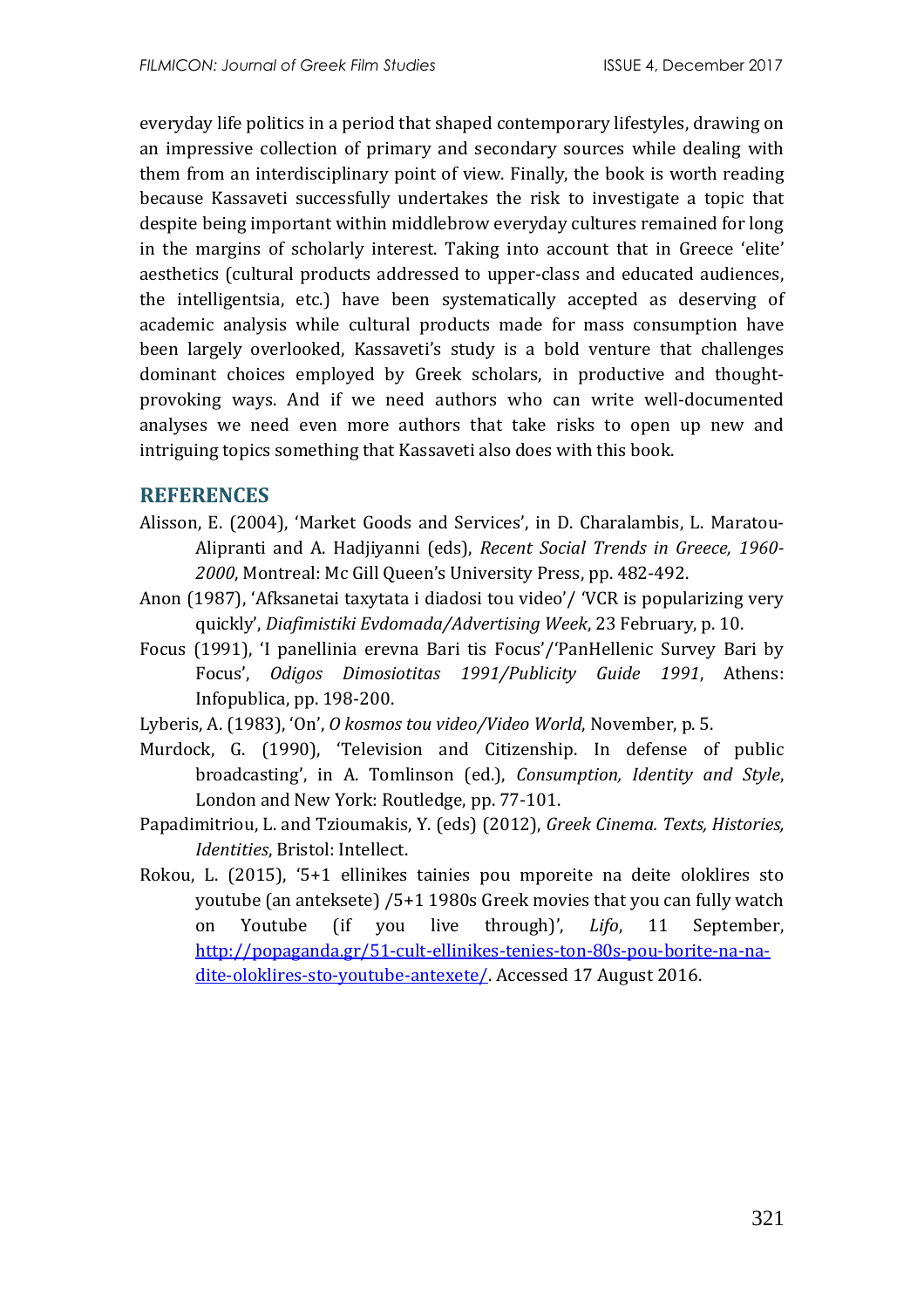everyday life politics in a period that shaped contemporary lifestyles, drawing on an impressive collection of primary and secondary sources while dealing with them from an interdisciplinary point of view. Finally, the book is worth reading because Kassaveti successfully undertakes the risk to investigate a topic that despite being important within middlebrow everyday cultures remained for long in the margins of scholarly interest. Taking into account that in Greece 'elite' aesthetics (cultural products addressed to upper-class and educated audiences, the intelligentsia, etc.) have been systematically accepted as deserving of academic analysis while cultural products made for mass consumption have been largely overlooked, Kassaveti's study is a bold venture that challenges dominant choices employed by Greek scholars, in productive and thought-provoking ways. And if we need authors who can write well-documented analyses we need even more authors that take risks to open up new and intriguing topics something that Kassaveti also does with this book.

## REFERENCES

Alisson, E. (2004), 'Market Goods and Services', in D. Charalambis, L. Maratou-Alipranti and A. Hadjiyanni (eds), *Recent Social Trends in Greece, 1960-2000*, Montreal: Mc Gill Queen's University Press, pp. 482-492.

Anon (1987), 'Afksanetai taxytata i diadosi tou video'/ 'VCR is popularizing very quickly', *Diafimistiki Evdomada/Advertising Week*, 23 February, p. 10.

Focus (1991), 'I panellinia erevna Bari tis Focus'/'PanHellenic Survey Bari by Focus', *Odigos Dimosiotitas 1991/Publicity Guide 1991*, Athens: Infopublica, pp. 198-200.

Lyberis, A. (1983), 'On', *O kosmos tou video/Video World*, November, p. 5.

Murdock, G. (1990), 'Television and Citizenship. In defense of public broadcasting', in A. Tomlinson (ed.), *Consumption, Identity and Style*, London and New York: Routledge, pp. 77-101.

Papadimitriou, L. and Tzioumakis, Y. (eds) (2012), *Greek Cinema. Texts, Histories, Identities*, Bristol: Intellect.

Rokou, L. (2015), '5+1 ellinikes tainies pou mporeite na deite oloklires sto youtube (an anteksete) /5+1 1980s Greek movies that you can fully watch on Youtube (if you live through)', *Lifo*, 11 September, http://popaganda.gr/51-cult-ellinikes-tenies-ton-80s-pou-borite-na-na-dite-oloklires-sto-youtube-antexete/. Accessed 17 August 2016.